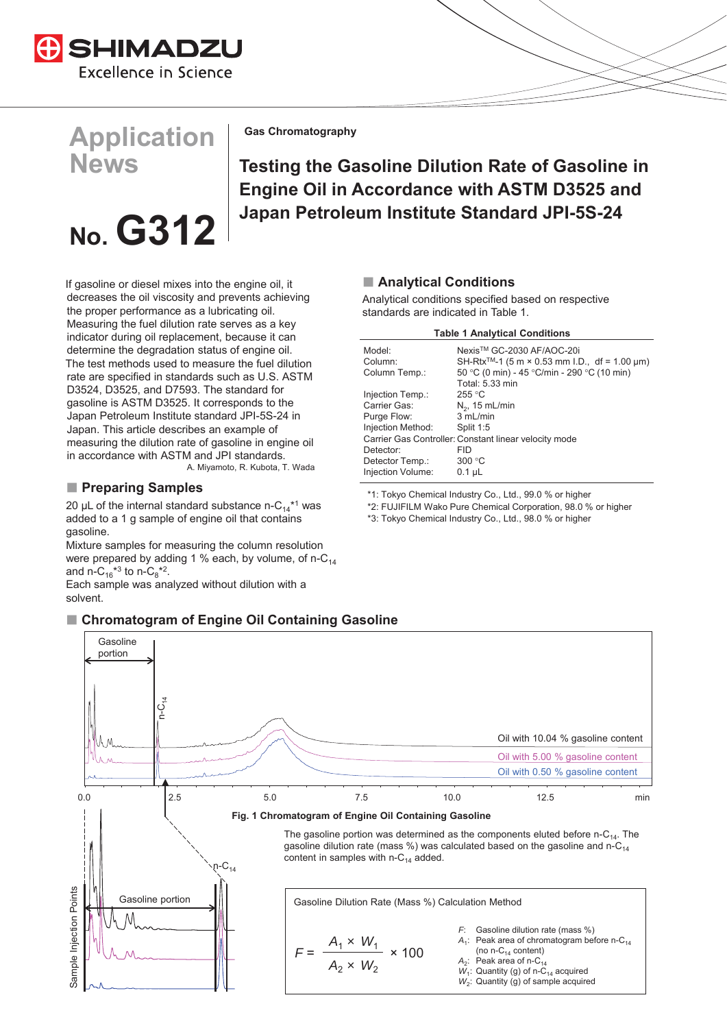Application News

No. G312

Gas Chromatography

# Testing the Gasoline Dilution Rate of Gasoline in Engine Oil in Accordance with ASTM D3525 and Japan Petroleum Institute Standard JPI-5S-24

If gasoline or diesel mixes into the engine oil, it decreases the oil viscosity and prevents achieving the proper performance as a lubricating oil. Measuring the fuel dilution rate serves as a key indicator during oil replacement, because it can determine the degradation status of engine oil. The test methods used to measure the fuel dilution rate are specified in standards such as U.S. ASTM D3524, D3525, and D7593. The standard for gasoline is ASTM D3525. It corresponds to the Japan Petroleum Institute standard JPI-5S-24 in Japan. This article describes an example of measuring the dilution rate of gasoline in engine oil in accordance with ASTM and JPI standards.

A. Miyamoto, R. Kubota, T. Wada

## Preparing Samples

20 µL of the internal standard substance n-$C_{14}$*1 was added to a 1 g sample of engine oil that contains gasoline.
Mixture samples for measuring the column resolution were prepared by adding 1 % each, by volume, of n-$C_{14}$ and n-$C_{16}$*3 to n-$C_8$*2.
Each sample was analyzed without dilution with a solvent.

## Analytical Conditions

Analytical conditions specified based on respective standards are indicated in Table 1.

**Table 1 Analytical Conditions**

| | |
|---|---|
| Model: | Nexis™ GC-2030 AF/AOC-20i |
| Column: | SH-Rtx™-1 (5 m × 0.53 mm I.D., df = 1.00 µm) |
| Column Temp.: | 50 °C (0 min) - 45 °C/min - 290 °C (10 min) Total: 5.33 min |
| Injection Temp.: | 255 °C |
| Carrier Gas: | $N_2$, 15 mL/min |
| Purge Flow: | 3 mL/min |
| Injection Method: | Split 1:5 |
| Carrier Gas Controller: | Constant linear velocity mode |
| Detector: | FID |
| Detector Temp.: | 300 °C |
| Injection Volume: | 0.1 µL |

*1: Tokyo Chemical Industry Co., Ltd., 99.0 % or higher
*2: FUJIFILM Wako Pure Chemical Corporation, 98.0 % or higher
*3: Tokyo Chemical Industry Co., Ltd., 98.0 % or higher

## Chromatogram of Engine Oil Containing Gasoline

Fig. 1 Chromatogram of Engine Oil Containing Gasoline

The gasoline portion was determined as the components eluted before n-$C_{14}$. The gasoline dilution rate (mass %) was calculated based on the gasoline and n-$C_{14}$ content in samples with n-$C_{14}$ added.

**Gasoline Dilution Rate (Mass %) Calculation Method**

$$F = \frac{A_1 \times W_1}{A_2 \times W_2} \times 100$$

$F$: Gasoline dilution rate (mass %)
$A_1$: Peak area of chromatogram before n-$C_{14}$ (no n-$C_{14}$ content)
$A_2$: Peak area of n-$C_{14}$
$W_1$: Quantity (g) of n-$C_{14}$ acquired
$W_2$: Quantity (g) of sample acquired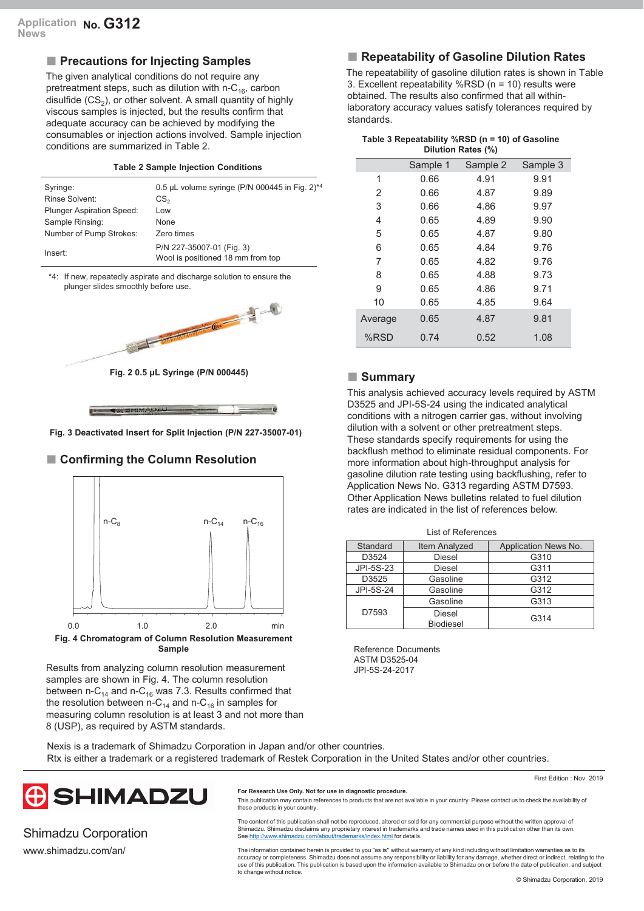## Precautions for Injecting Samples

The given analytical conditions do not require any pretreatment steps, such as dilution with n-$C_{16}$, carbon disulfide ($CS_2$), or other solvent. A small quantity of highly viscous samples is injected, but the results confirm that adequate accuracy can be achieved by modifying the consumables or injection actions involved. Sample injection conditions are summarized in Table 2.

**Table 2 Sample Injection Conditions**

| | |
|---|---|
| Syringe: | 0.5 µL volume syringe (P/N 000445 in Fig. 2)*4 |
| Rinse Solvent: | $CS_2$ |
| Plunger Aspiration Speed: | Low |
| Sample Rinsing: | None |
| Number of Pump Strokes: | Zero times |
| Insert: | P/N 227-35007-01 (Fig. 3) Wool is positioned 18 mm from top |

*4: If new, repeatedly aspirate and discharge solution to ensure the plunger slides smoothly before use.

**Fig. 2 0.5 µL Syringe (P/N 000445)**

**Fig. 3 Deactivated Insert for Split Injection (P/N 227-35007-01)**

## Confirming the Column Resolution

n-$C_8$

n-$C_{14}$

n-$C_{16}$

0.0 1.0 2.0 min

**Fig. 4 Chromatogram of Column Resolution Measurement Sample**

Results from analyzing column resolution measurement samples are shown in Fig. 4. The column resolution between n-$C_{14}$ and n-$C_{16}$ was 7.3. Results confirmed that the resolution between n-$C_{14}$ and n-$C_{16}$ in samples for measuring column resolution is at least 3 and not more than 8 (USP), as required by ASTM standards.

## Repeatability of Gasoline Dilution Rates

The repeatability of gasoline dilution rates is shown in Table 3. Excellent repeatability %RSD (n = 10) results were obtained. The results also confirmed that all within-laboratory accuracy values satisfy tolerances required by standards.

**Table 3 Repeatability %RSD (n = 10) of Gasoline Dilution Rates (%)**

| | Sample 1 | Sample 2 | Sample 3 |
|---|---|---|---|
| 1 | 0.66 | 4.91 | 9.91 |
| 2 | 0.66 | 4.87 | 9.89 |
| 3 | 0.66 | 4.86 | 9.97 |
| 4 | 0.65 | 4.89 | 9.90 |
| 5 | 0.65 | 4.87 | 9.80 |
| 6 | 0.65 | 4.84 | 9.76 |
| 7 | 0.65 | 4.82 | 9.76 |
| 8 | 0.65 | 4.88 | 9.73 |
| 9 | 0.65 | 4.86 | 9.71 |
| 10 | 0.65 | 4.85 | 9.64 |
| Average | 0.65 | 4.87 | 9.81 |
| %RSD | 0.74 | 0.52 | 1.08 |

## Summary

This analysis achieved accuracy levels required by ASTM D3525 and JPI-5S-24 using the indicated analytical conditions with a nitrogen carrier gas, without involving dilution with a solvent or other pretreatment steps. These standards specify requirements for using the backflush method to eliminate residual components. For more information about high-throughput analysis for gasoline dilution rate testing using backflushing, refer to Application News No. G313 regarding ASTM D7593. Other Application News bulletins related to fuel dilution rates are indicated in the list of references below.

List of References

| Standard | Item Analyzed | Application News No. |
|---|---|---|
| D3524 | Diesel | G310 |
| JPI-5S-23 | Diesel | G311 |
| D3525 | Gasoline | G312 |
| JPI-5S-24 | Gasoline | G312 |
| D7593 | Gasoline | G313 |
| | Diesel Biodiesel | G314 |

Reference Documents
ASTM D3525-04
JPI-5S-24-2017

Nexis is a trademark of Shimadzu Corporation in Japan and/or other countries.
Rtx is either a trademark or a registered trademark of Restek Corporation in the United States and/or other countries.

First Edition : Nov. 2019

Shimadzu Corporation
www.shimadzu.com/an/

**For Research Use Only. Not for use in diagnostic procedure.**
This publication may contain references to products that are not available in your country. Please contact us to check the availability of these products in your country.

The content of this publication shall not be reproduced, altered or sold for any commercial purpose without the written approval of Shimadzu. Shimadzu disclaims any proprietary interest in trademarks and trade names used in this publication other than its own. See http://www.shimadzu.com/about/trademarks/index.html for details.

The information contained herein is provided to you "as is" without warranty of any kind including without limitation warranties as to its accuracy or completeness. Shimadzu does not assume any responsibility or liability for any damage, whether direct or indirect, relating to the use of this publication. This publication is based upon the information available to Shimadzu on or before the date of publication, and subject to change without notice.

© Shimadzu Corporation, 2019